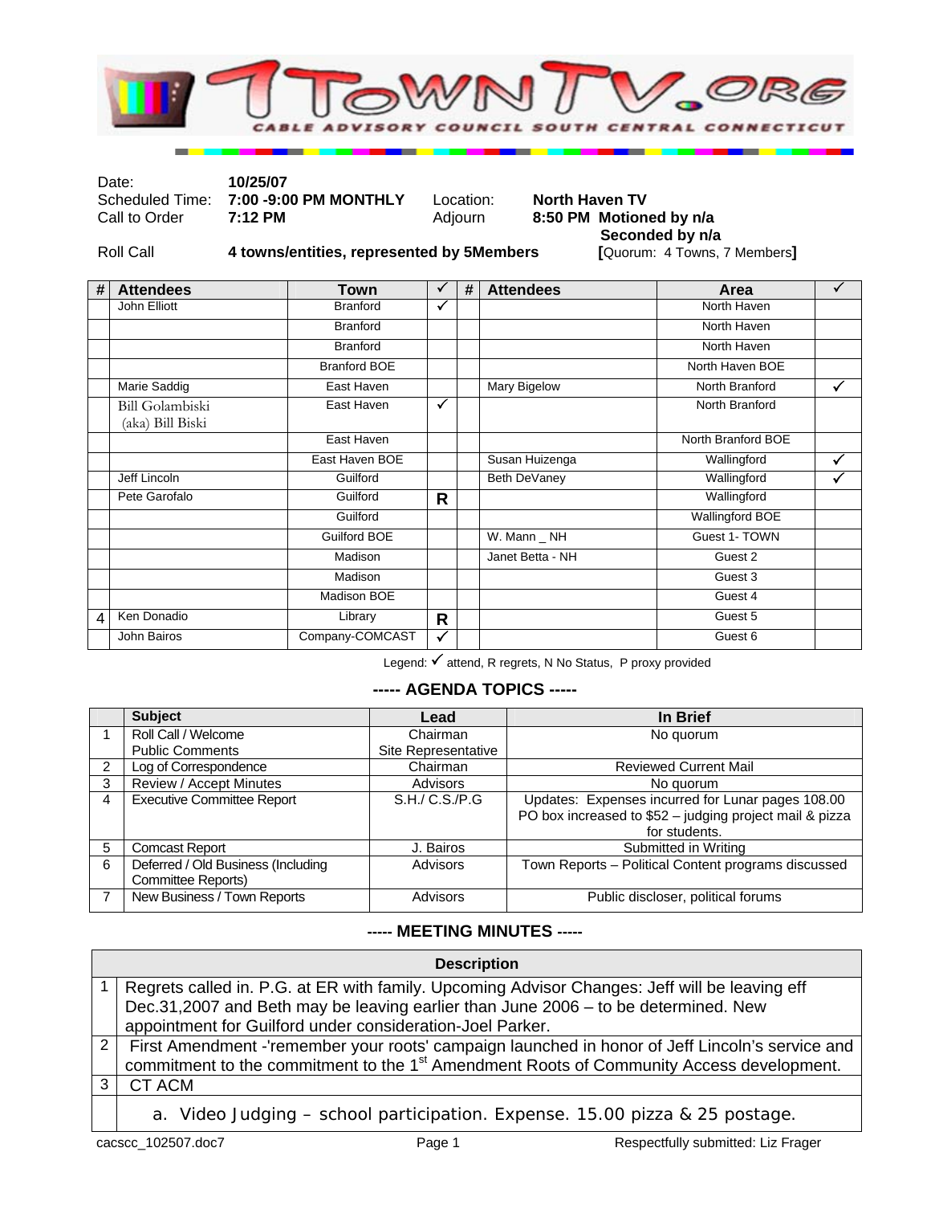# 1TOWNTV.ORG

CABLE ADVISORY COUNCIL SOUTH CENTRAL CONNECTICUT

| | | | |
|---|---|---|---|
| Date: | **10/25/07** | | |
| Scheduled Time: | **7:00 -9:00 PM MONTHLY** | Location: | **North Haven TV** |
| Call to Order | **7:12 PM** | Adjourn | **8:50 PM Motioned by n/a** **Seconded by n/a** |
| Roll Call | **4 towns/entities, represented by 5Members** | | **[**Quorum: 4 Towns, 7 Members**]** |

| # | Attendees | Town | ✓ | # | Attendees | Area | ✓ |
|---|---|---|---|---|---|---|---|
| | John Elliott | Branford | ✓ | | | North Haven | |
| | | Branford | | | | North Haven | |
| | | Branford | | | | North Haven | |
| | | Branford BOE | | | | North Haven BOE | |
| | Marie Saddig | East Haven | | | Mary Bigelow | North Branford | ✓ |
| | Bill Golambiski (aka) Bill Biski | East Haven | ✓ | | | North Branford | |
| | | East Haven | | | | North Branford BOE | |
| | | East Haven BOE | | | Susan Huizenga | Wallingford | ✓ |
| | Jeff Lincoln | Guilford | | | Beth DeVaney | Wallingford | ✓ |
| | Pete Garofalo | Guilford | R | | | Wallingford | |
| | | Guilford | | | | Wallingford BOE | |
| | | Guilford BOE | | | W. Mann _ NH | Guest 1- TOWN | |
| | | Madison | | | Janet Betta - NH | Guest 2 | |
| | | Madison | | | | Guest 3 | |
| | | Madison BOE | | | | Guest 4 | |
| 4 | Ken Donadio | Library | R | | | Guest 5 | |
| | John Bairos | Company-COMCAST | ✓ | | | Guest 6 | |

Legend: ✓ attend, R regrets, N No Status, P proxy provided

## ----- AGENDA TOPICS -----

| | Subject | Lead | In Brief |
|---|---|---|---|
| 1 | Roll Call / Welcome<br>Public Comments | Chairman<br>Site Representative | No quorum |
| 2 | Log of Correspondence | Chairman | Reviewed Current Mail |
| 3 | Review / Accept Minutes | Advisors | No quorum |
| 4 | Executive Committee Report | S.H./ C.S./P.G | Updates: Expenses incurred for Lunar pages 108.00 PO box increased to $52 – judging project mail & pizza for students. |
| 5 | Comcast Report | J. Bairos | Submitted in Writing |
| 6 | Deferred / Old Business (Including Committee Reports) | Advisors | Town Reports – Political Content programs discussed |
| 7 | New Business / Town Reports | Advisors | Public discloser, political forums |

## ----- MEETING MINUTES -----

| | Description |
|---|---|
| 1 | Regrets called in. P.G. at ER with family. Upcoming Advisor Changes: Jeff will be leaving eff Dec.31,2007 and Beth may be leaving earlier than June 2006 – to be determined. New appointment for Guilford under consideration-Joel Parker. |
| 2 | First Amendment -'remember your roots' campaign launched in honor of Jeff Lincoln's service and commitment to the commitment to the 1st Amendment Roots of Community Access development. |
| 3 | CT ACM |
| | a. Video Judging – school participation. Expense. 15.00 pizza & 25 postage. |

cacscc_102507.doc7 Respectfully submitted: Liz Frager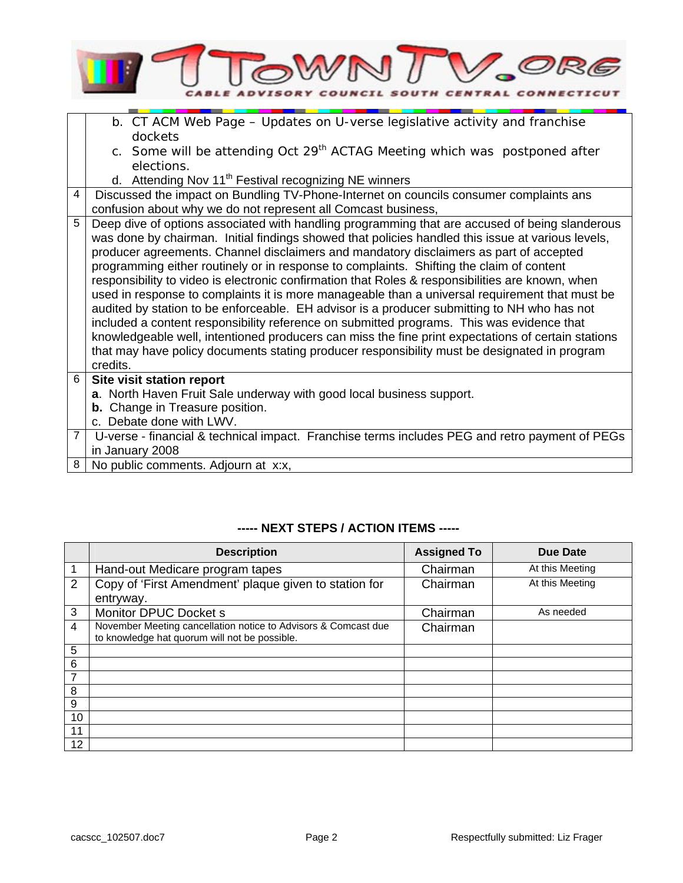| | |
|---|---|
| | b. CT ACM Web Page – Updates on U-verse legislative activity and franchise dockets<br>c. Some will be attending Oct 29th ACTAG Meeting which was postponed after elections.<br>d. Attending Nov 11th Festival recognizing NE winners |
| 4 | Discussed the impact on Bundling TV-Phone-Internet on councils consumer complaints ans confusion about why we do not represent all Comcast business, |
| 5 | Deep dive of options associated with handling programming that are accused of being slanderous was done by chairman. Initial findings showed that policies handled this issue at various levels, producer agreements. Channel disclaimers and mandatory disclaimers as part of accepted programming either routinely or in response to complaints. Shifting the claim of content responsibility to video is electronic confirmation that Roles & responsibilities are known, when used in response to complaints it is more manageable than a universal requirement that must be audited by station to be enforceable. EH advisor is a producer submitting to NH who has not included a content responsibility reference on submitted programs. This was evidence that knowledgeable well, intentioned producers can miss the fine print expectations of certain stations that may have policy documents stating producer responsibility must be designated in program credits. |
| 6 | **Site visit station report**<br>**a**. North Haven Fruit Sale underway with good local business support.<br>**b.** Change in Treasure position.<br>c. Debate done with LWV. |
| 7 | U-verse - financial & technical impact. Franchise terms includes PEG and retro payment of PEGs in January 2008 |
| 8 | No public comments. Adjourn at x:x, |

**----- NEXT STEPS / ACTION ITEMS -----**

| | Description | Assigned To | Due Date |
|---|---|---|---|
| 1 | Hand-out Medicare program tapes | Chairman | At this Meeting |
| 2 | Copy of 'First Amendment' plaque given to station for entryway. | Chairman | At this Meeting |
| 3 | Monitor DPUC Docket s | Chairman | As needed |
| 4 | November Meeting cancellation notice to Advisors & Comcast due to knowledge hat quorum will not be possible. | Chairman | |
| 5 | | | |
| 6 | | | |
| 7 | | | |
| 8 | | | |
| 9 | | | |
| 10 | | | |
| 11 | | | |
| 12 | | | |

Respectfully submitted: Liz Frager